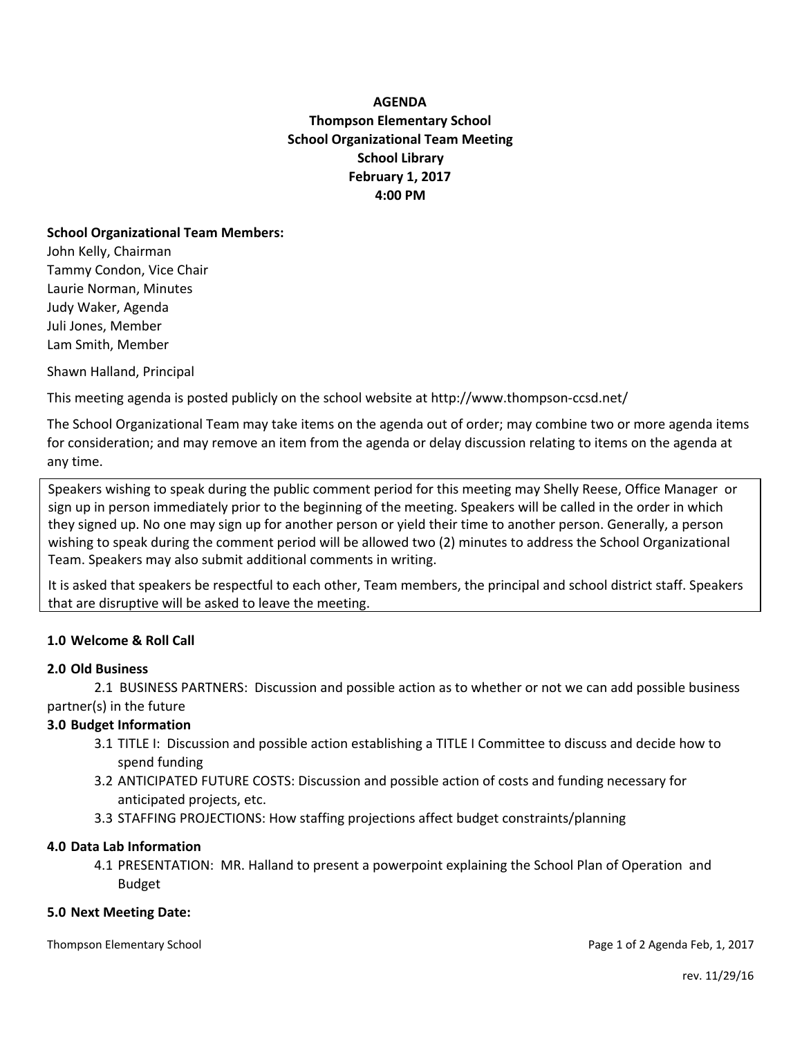**AGENDA**
**Thompson Elementary School**
**School Organizational Team Meeting**
**School Library**
**February 1, 2017**
**4:00 PM**

**School Organizational Team Members:**
John Kelly, Chairman
Tammy Condon, Vice Chair
Laurie Norman, Minutes
Judy Waker, Agenda
Juli Jones, Member
Lam Smith, Member

Shawn Halland, Principal

This meeting agenda is posted publicly on the school website at http://www.thompson-ccsd.net/

The School Organizational Team may take items on the agenda out of order; may combine two or more agenda items for consideration; and may remove an item from the agenda or delay discussion relating to items on the agenda at any time.

> Speakers wishing to speak during the public comment period for this meeting may Shelly Reese, Office Manager or sign up in person immediately prior to the beginning of the meeting. Speakers will be called in the order in which they signed up. No one may sign up for another person or yield their time to another person. Generally, a person wishing to speak during the comment period will be allowed two (2) minutes to address the School Organizational Team. Speakers may also submit additional comments in writing.
>
> It is asked that speakers be respectful to each other, Team members, the principal and school district staff. Speakers that are disruptive will be asked to leave the meeting.

**1.0 Welcome & Roll Call**

**2.0 Old Business**

2.1 BUSINESS PARTNERS: Discussion and possible action as to whether or not we can add possible business partner(s) in the future

**3.0 Budget Information**

3.1 TITLE I: Discussion and possible action establishing a TITLE I Committee to discuss and decide how to spend funding

3.2 ANTICIPATED FUTURE COSTS: Discussion and possible action of costs and funding necessary for anticipated projects, etc.

3.3 STAFFING PROJECTIONS: How staffing projections affect budget constraints/planning

**4.0 Data Lab Information**

4.1 PRESENTATION: MR. Halland to present a powerpoint explaining the School Plan of Operation and Budget

**5.0 Next Meeting Date:**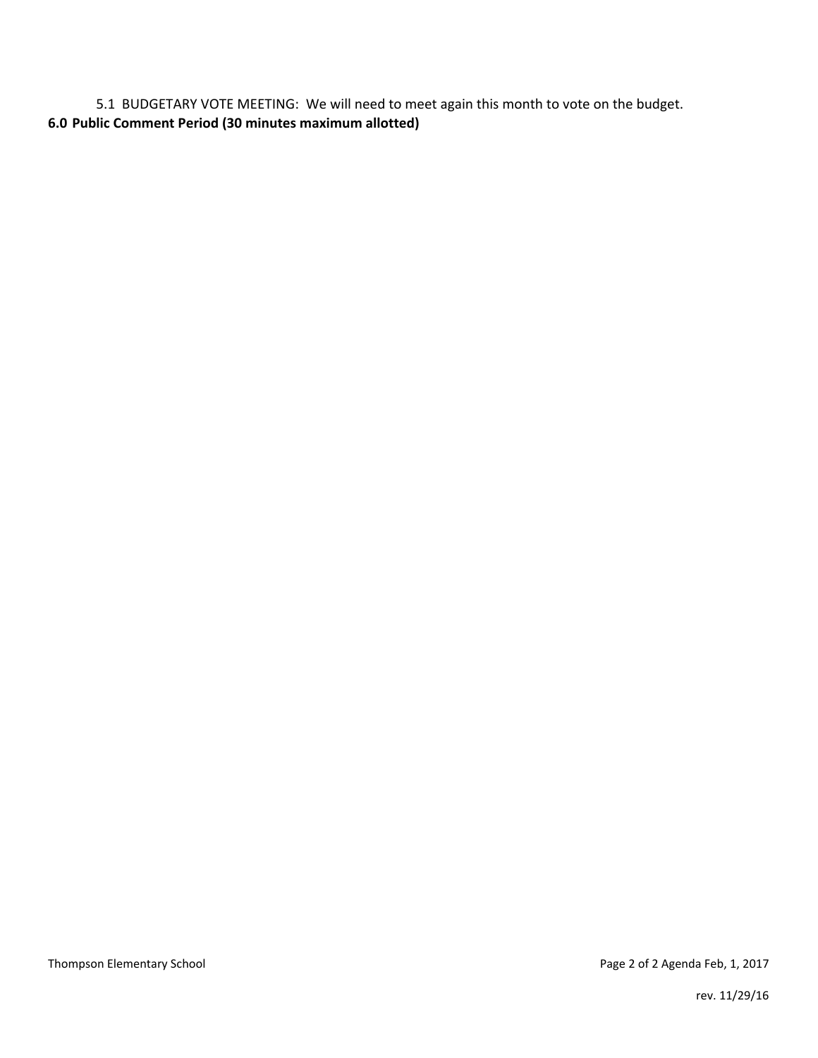5.1 BUDGETARY VOTE MEETING: We will need to meet again this month to vote on the budget.

**6.0 Public Comment Period (30 minutes maximum allotted)**